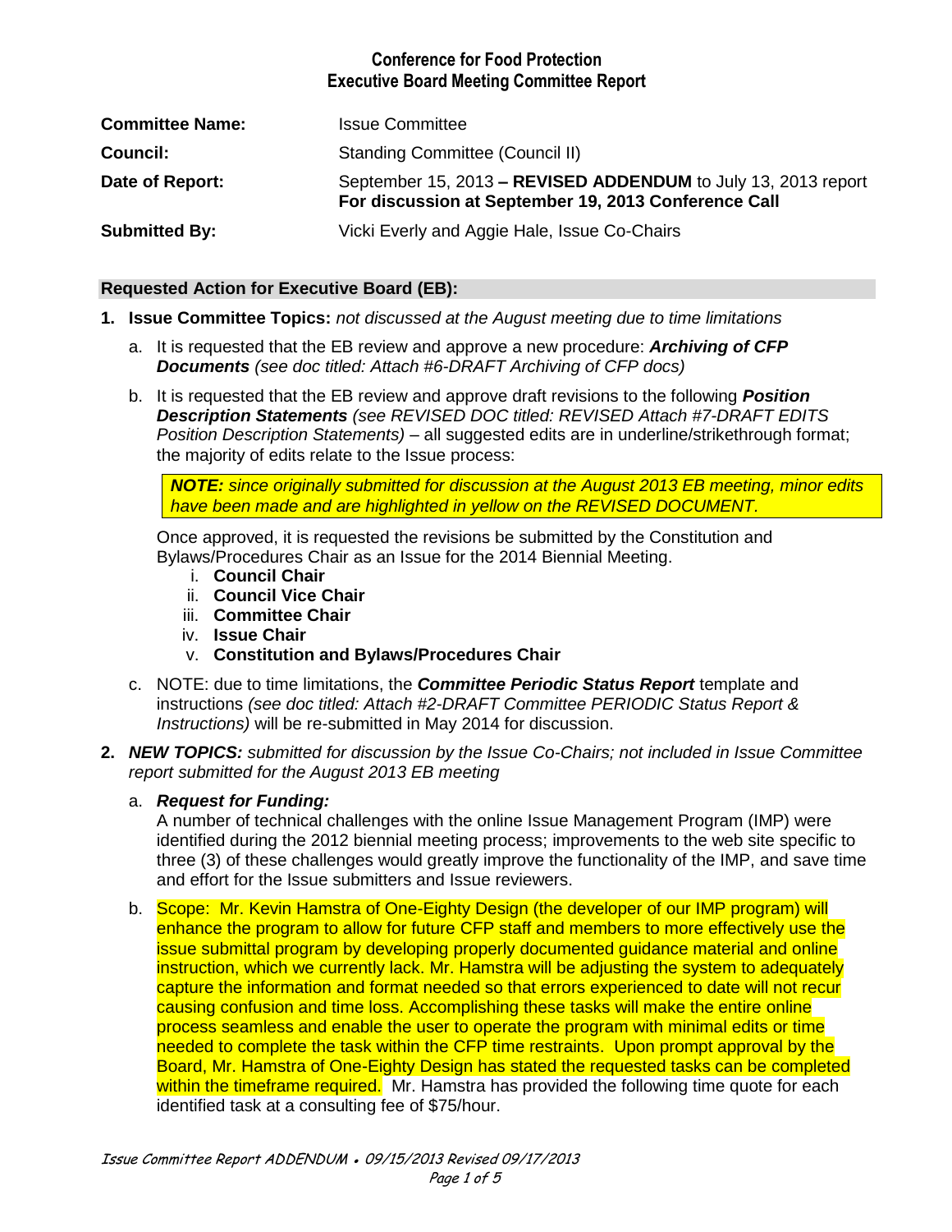**Conference for Food Protection**
**Executive Board Meeting Committee Report**

| | |
|---|---|
| **Committee Name:** | Issue Committee |
| **Council:** | Standing Committee (Council II) |
| **Date of Report:** | September 15, 2013 **– REVISED ADDENDUM** to July 13, 2013 report **For discussion at September 19, 2013 Conference Call** |
| **Submitted By:** | Vicki Everly and Aggie Hale, Issue Co-Chairs |

## Requested Action for Executive Board (EB):

1. **Issue Committee Topics:** *not discussed at the August meeting due to time limitations*

   a. It is requested that the EB review and approve a new procedure: ***Archiving of CFP Documents*** *(see doc titled: Attach #6-DRAFT Archiving of CFP docs)*

   b. It is requested that the EB review and approve draft revisions to the following ***Position Description Statements*** *(see REVISED DOC titled: REVISED Attach #7-DRAFT EDITS Position Description Statements)* – all suggested edits are in underline/strikethrough format; the majority of edits relate to the Issue process:

   > ***NOTE:*** *since originally submitted for discussion at the August 2013 EB meeting, minor edits have been made and are highlighted in yellow on the REVISED DOCUMENT.*

   Once approved, it is requested the revisions be submitted by the Constitution and Bylaws/Procedures Chair as an Issue for the 2014 Biennial Meeting.

      i. **Council Chair**
      ii. **Council Vice Chair**
      iii. **Committee Chair**
      iv. **Issue Chair**
      v. **Constitution and Bylaws/Procedures Chair**

   c. NOTE: due to time limitations, the ***Committee Periodic Status Report*** template and instructions *(see doc titled: Attach #2-DRAFT Committee PERIODIC Status Report & Instructions)* will be re-submitted in May 2014 for discussion.

2. ***NEW TOPICS:*** *submitted for discussion by the Issue Co-Chairs; not included in Issue Committee report submitted for the August 2013 EB meeting*

   a. ***Request for Funding:***
   A number of technical challenges with the online Issue Management Program (IMP) were identified during the 2012 biennial meeting process; improvements to the web site specific to three (3) of these challenges would greatly improve the functionality of the IMP, and save time and effort for the Issue submitters and Issue reviewers.

   b. Scope: Mr. Kevin Hamstra of One-Eighty Design (the developer of our IMP program) will enhance the program to allow for future CFP staff and members to more effectively use the issue submittal program by developing properly documented guidance material and online instruction, which we currently lack. Mr. Hamstra will be adjusting the system to adequately capture the information and format needed so that errors experienced to date will not recur causing confusion and time loss. Accomplishing these tasks will make the entire online process seamless and enable the user to operate the program with minimal edits or time needed to complete the task within the CFP time restraints. Upon prompt approval by the Board, Mr. Hamstra of One-Eighty Design has stated the requested tasks can be completed within the timeframe required. Mr. Hamstra has provided the following time quote for each identified task at a consulting fee of $75/hour.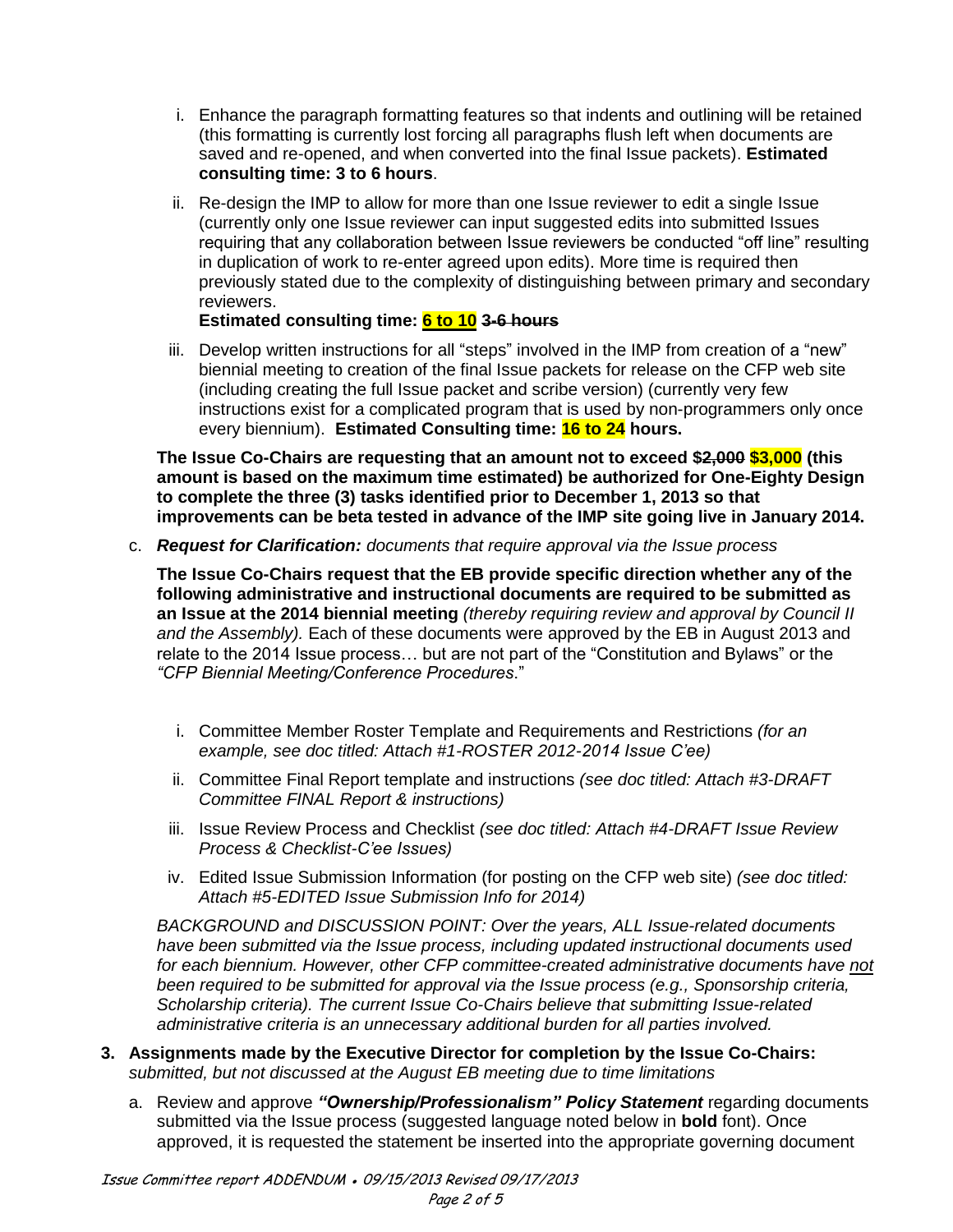i. Enhance the paragraph formatting features so that indents and outlining will be retained (this formatting is currently lost forcing all paragraphs flush left when documents are saved and re-opened, and when converted into the final Issue packets). **Estimated consulting time: 3 to 6 hours**.

ii. Re-design the IMP to allow for more than one Issue reviewer to edit a single Issue (currently only one Issue reviewer can input suggested edits into submitted Issues requiring that any collaboration between Issue reviewers be conducted "off line" resulting in duplication of work to re-enter agreed upon edits). More time is required then previously stated due to the complexity of distinguishing between primary and secondary reviewers.

**Estimated consulting time: 6 to 10 ~~3-6~~ hours**

iii. Develop written instructions for all "steps" involved in the IMP from creation of a "new" biennial meeting to creation of the final Issue packets for release on the CFP web site (including creating the full Issue packet and scribe version) (currently very few instructions exist for a complicated program that is used by non-programmers only once every biennium). **Estimated Consulting time: 16 to 24 hours.**

**The Issue Co-Chairs are requesting that an amount not to exceed $~~2,000~~ $3,000 (this amount is based on the maximum time estimated) be authorized for One-Eighty Design to complete the three (3) tasks identified prior to December 1, 2013 so that improvements can be beta tested in advance of the IMP site going live in January 2014.**

c. ***Request for Clarification:*** *documents that require approval via the Issue process*

**The Issue Co-Chairs request that the EB provide specific direction whether any of the following administrative and instructional documents are required to be submitted as an Issue at the 2014 biennial meeting** *(thereby requiring review and approval by Council II and the Assembly).* Each of these documents were approved by the EB in August 2013 and relate to the 2014 Issue process… but are not part of the "Constitution and Bylaws" or the *"CFP Biennial Meeting/Conference Procedures*."

i. Committee Member Roster Template and Requirements and Restrictions *(for an example, see doc titled: Attach #1-ROSTER 2012-2014 Issue C'ee)*

ii. Committee Final Report template and instructions *(see doc titled: Attach #3-DRAFT Committee FINAL Report & instructions)*

iii. Issue Review Process and Checklist *(see doc titled: Attach #4-DRAFT Issue Review Process & Checklist-C'ee Issues)*

iv. Edited Issue Submission Information (for posting on the CFP web site) *(see doc titled: Attach #5-EDITED Issue Submission Info for 2014)*

*BACKGROUND and DISCUSSION POINT: Over the years, ALL Issue-related documents have been submitted via the Issue process, including updated instructional documents used for each biennium. However, other CFP committee-created administrative documents have not been required to be submitted for approval via the Issue process (e.g., Sponsorship criteria, Scholarship criteria). The current Issue Co-Chairs believe that submitting Issue-related administrative criteria is an unnecessary additional burden for all parties involved.*

**3. Assignments made by the Executive Director for completion by the Issue Co-Chairs:** *submitted, but not discussed at the August EB meeting due to time limitations*

a. Review and approve ***"Ownership/Professionalism" Policy Statement*** regarding documents submitted via the Issue process (suggested language noted below in **bold** font). Once approved, it is requested the statement be inserted into the appropriate governing document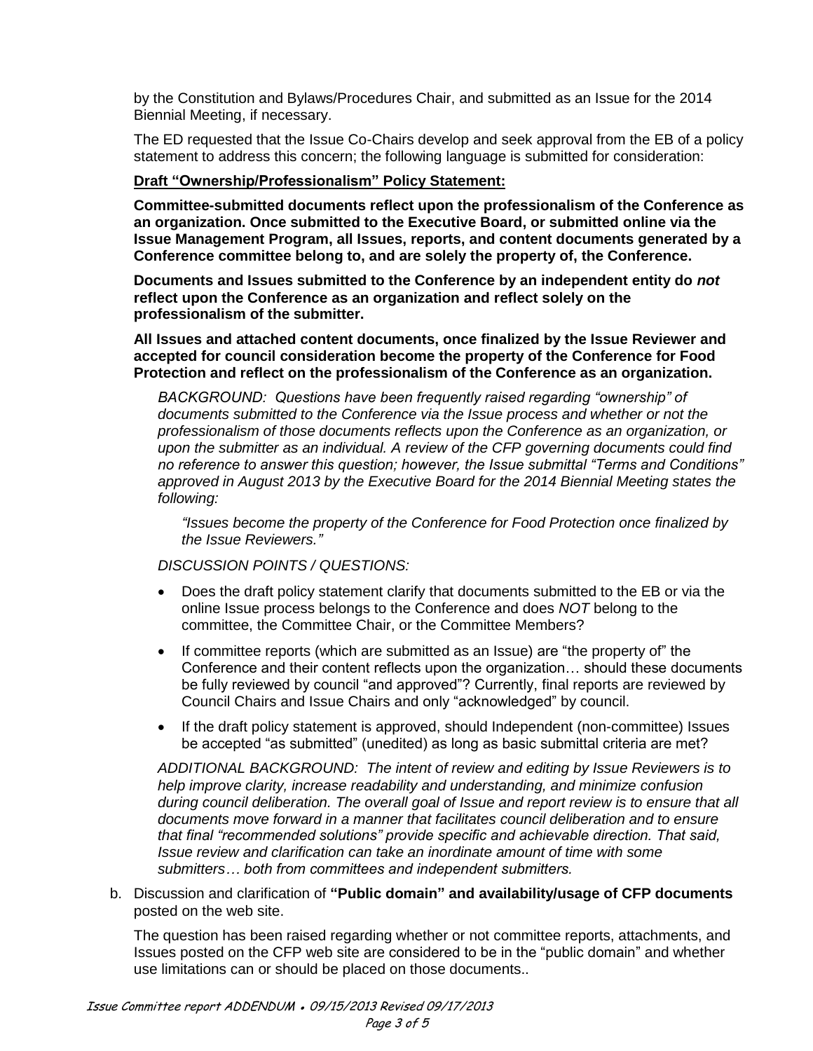by the Constitution and Bylaws/Procedures Chair, and submitted as an Issue for the 2014 Biennial Meeting, if necessary.

The ED requested that the Issue Co-Chairs develop and seek approval from the EB of a policy statement to address this concern; the following language is submitted for consideration:

**Draft "Ownership/Professionalism" Policy Statement:**

**Committee-submitted documents reflect upon the professionalism of the Conference as an organization. Once submitted to the Executive Board, or submitted online via the Issue Management Program, all Issues, reports, and content documents generated by a Conference committee belong to, and are solely the property of, the Conference.**

**Documents and Issues submitted to the Conference by an independent entity do *not* reflect upon the Conference as an organization and reflect solely on the professionalism of the submitter.**

**All Issues and attached content documents, once finalized by the Issue Reviewer and accepted for council consideration become the property of the Conference for Food Protection and reflect on the professionalism of the Conference as an organization.**

*BACKGROUND: Questions have been frequently raised regarding "ownership" of documents submitted to the Conference via the Issue process and whether or not the professionalism of those documents reflects upon the Conference as an organization, or upon the submitter as an individual. A review of the CFP governing documents could find no reference to answer this question; however, the Issue submittal "Terms and Conditions" approved in August 2013 by the Executive Board for the 2014 Biennial Meeting states the following:*

> *"Issues become the property of the Conference for Food Protection once finalized by the Issue Reviewers."*

*DISCUSSION POINTS / QUESTIONS:*

- Does the draft policy statement clarify that documents submitted to the EB or via the online Issue process belongs to the Conference and does *NOT* belong to the committee, the Committee Chair, or the Committee Members?
- If committee reports (which are submitted as an Issue) are "the property of" the Conference and their content reflects upon the organization… should these documents be fully reviewed by council "and approved"? Currently, final reports are reviewed by Council Chairs and Issue Chairs and only "acknowledged" by council.
- If the draft policy statement is approved, should Independent (non-committee) Issues be accepted "as submitted" (unedited) as long as basic submittal criteria are met?

*ADDITIONAL BACKGROUND: The intent of review and editing by Issue Reviewers is to help improve clarity, increase readability and understanding, and minimize confusion during council deliberation. The overall goal of Issue and report review is to ensure that all documents move forward in a manner that facilitates council deliberation and to ensure that final "recommended solutions" provide specific and achievable direction. That said, Issue review and clarification can take an inordinate amount of time with some submitters… both from committees and independent submitters.*

b. Discussion and clarification of **"Public domain" and availability/usage of CFP documents** posted on the web site.

The question has been raised regarding whether or not committee reports, attachments, and Issues posted on the CFP web site are considered to be in the "public domain" and whether use limitations can or should be placed on those documents..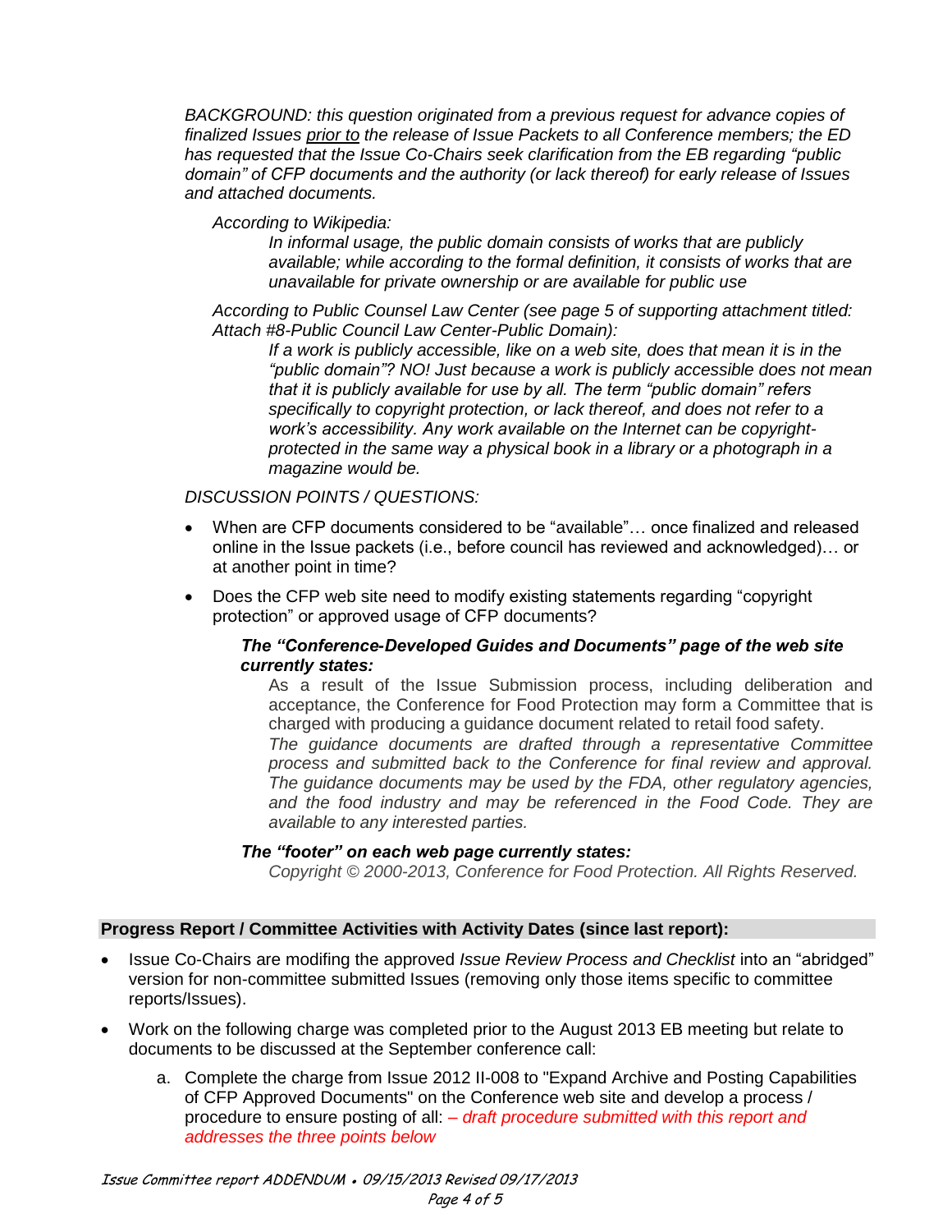*BACKGROUND: this question originated from a previous request for advance copies of finalized Issues prior to the release of Issue Packets to all Conference members; the ED has requested that the Issue Co-Chairs seek clarification from the EB regarding "public domain" of CFP documents and the authority (or lack thereof) for early release of Issues and attached documents.*

*According to Wikipedia:*

> *In informal usage, the public domain consists of works that are publicly available; while according to the formal definition, it consists of works that are unavailable for private ownership or are available for public use*

*According to Public Counsel Law Center (see page 5 of supporting attachment titled: Attach #8-Public Council Law Center-Public Domain):*

> *If a work is publicly accessible, like on a web site, does that mean it is in the "public domain"? NO! Just because a work is publicly accessible does not mean that it is publicly available for use by all. The term "public domain" refers specifically to copyright protection, or lack thereof, and does not refer to a work's accessibility. Any work available on the Internet can be copyright-protected in the same way a physical book in a library or a photograph in a magazine would be.*

*DISCUSSION POINTS / QUESTIONS:*

- When are CFP documents considered to be "available"… once finalized and released online in the Issue packets (i.e., before council has reviewed and acknowledged)… or at another point in time?
- Does the CFP web site need to modify existing statements regarding "copyright protection" or approved usage of CFP documents?

***The "Conference-Developed Guides and Documents" page of the web site currently states:***

> As a result of the Issue Submission process, including deliberation and acceptance, the Conference for Food Protection may form a Committee that is charged with producing a guidance document related to retail food safety.
> *The guidance documents are drafted through a representative Committee process and submitted back to the Conference for final review and approval. The guidance documents may be used by the FDA, other regulatory agencies, and the food industry and may be referenced in the Food Code. They are available to any interested parties.*

***The "footer" on each web page currently states:***

> *Copyright © 2000-2013, Conference for Food Protection. All Rights Reserved.*

**Progress Report / Committee Activities with Activity Dates (since last report):**

- Issue Co-Chairs are modifing the approved *Issue Review Process and Checklist* into an "abridged" version for non-committee submitted Issues (removing only those items specific to committee reports/Issues).
- Work on the following charge was completed prior to the August 2013 EB meeting but relate to documents to be discussed at the September conference call:
  a. Complete the charge from Issue 2012 II-008 to "Expand Archive and Posting Capabilities of CFP Approved Documents" on the Conference web site and develop a process / procedure to ensure posting of all: *– draft procedure submitted with this report and addresses the three points below*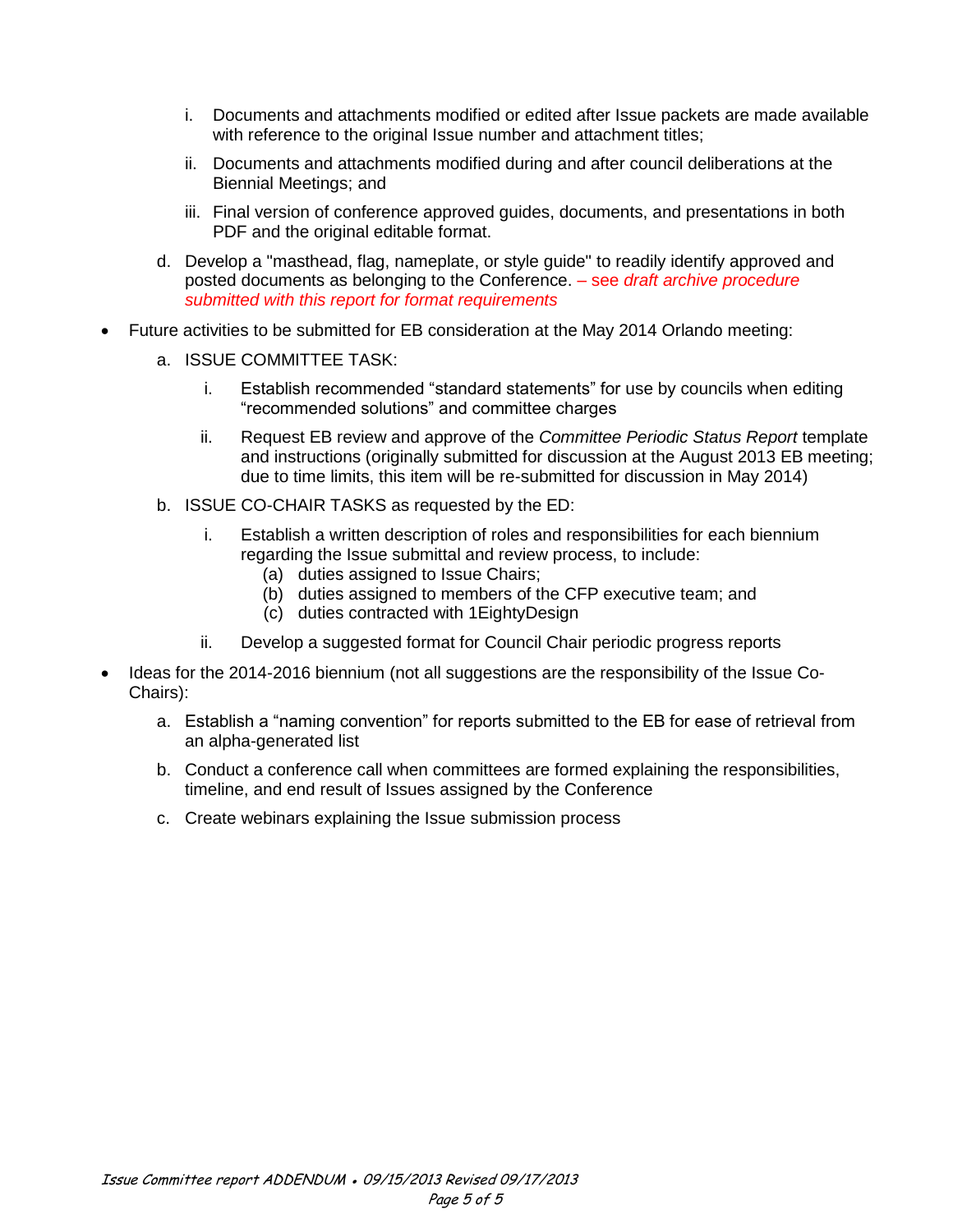i. Documents and attachments modified or edited after Issue packets are made available with reference to the original Issue number and attachment titles;

   ii. Documents and attachments modified during and after council deliberations at the Biennial Meetings; and

   iii. Final version of conference approved guides, documents, and presentations in both PDF and the original editable format.

  d. Develop a "masthead, flag, nameplate, or style guide" to readily identify approved and posted documents as belonging to the Conference. – see *draft archive procedure submitted with this report for format requirements*

- Future activities to be submitted for EB consideration at the May 2014 Orlando meeting:

  a. ISSUE COMMITTEE TASK:

     i. Establish recommended "standard statements" for use by councils when editing "recommended solutions" and committee charges

     ii. Request EB review and approve of the *Committee Periodic Status Report* template and instructions (originally submitted for discussion at the August 2013 EB meeting; due to time limits, this item will be re-submitted for discussion in May 2014)

  b. ISSUE CO-CHAIR TASKS as requested by the ED:

     i. Establish a written description of roles and responsibilities for each biennium regarding the Issue submittal and review process, to include:
        (a) duties assigned to Issue Chairs;
        (b) duties assigned to members of the CFP executive team; and
        (c) duties contracted with 1EightyDesign

     ii. Develop a suggested format for Council Chair periodic progress reports

- Ideas for the 2014-2016 biennium (not all suggestions are the responsibility of the Issue Co-Chairs):

  a. Establish a "naming convention" for reports submitted to the EB for ease of retrieval from an alpha-generated list

  b. Conduct a conference call when committees are formed explaining the responsibilities, timeline, and end result of Issues assigned by the Conference

  c. Create webinars explaining the Issue submission process